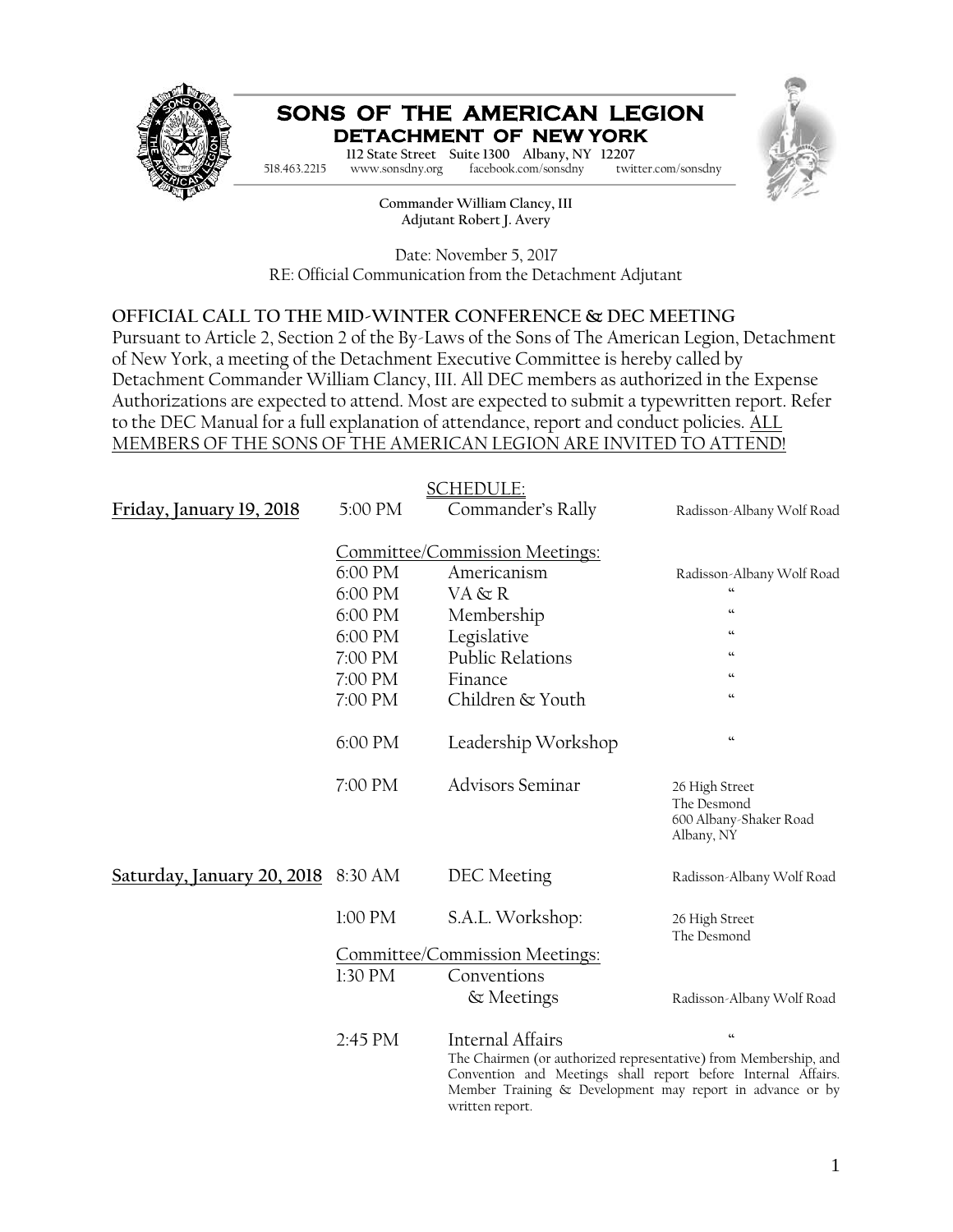# SONS OF THE AMERICAN LEGION
## DETACHMENT OF NEW YORK

112 State Street Suite 1300 Albany, NY 12207
518.463.2215 www.sonsdny.org facebook.com/sonsdny twitter.com/sonsdny

**Commander William Clancy, III**
**Adjutant Robert J. Avery**

Date: November 5, 2017
RE: Official Communication from the Detachment Adjutant

**OFFICIAL CALL TO THE MID-WINTER CONFERENCE & DEC MEETING**

Pursuant to Article 2, Section 2 of the By-Laws of the Sons of The American Legion, Detachment of New York, a meeting of the Detachment Executive Committee is hereby called by Detachment Commander William Clancy, III. All DEC members as authorized in the Expense Authorizations are expected to attend. Most are expected to submit a typewritten report. Refer to the DEC Manual for a full explanation of attendance, report and conduct policies. <u>ALL MEMBERS OF THE SONS OF THE AMERICAN LEGION ARE INVITED TO ATTEND!</u>

<u>SCHEDULE:</u>

| Date | Time | Event | Location |
|---|---|---|---|
| **<u>Friday, January 19, 2018</u>** | 5:00 PM | Commander's Rally | Radisson-Albany Wolf Road |
| | | <u>Committee/Commission Meetings:</u> | |
| | 6:00 PM | Americanism | Radisson-Albany Wolf Road |
| | 6:00 PM | VA & R | " |
| | 6:00 PM | Membership | " |
| | 6:00 PM | Legislative | " |
| | 7:00 PM | Public Relations | " |
| | 7:00 PM | Finance | " |
| | 7:00 PM | Children & Youth | " |
| | 6:00 PM | Leadership Workshop | " |
| | 7:00 PM | Advisors Seminar | 26 High Street, The Desmond, 600 Albany-Shaker Road, Albany, NY |
| **<u>Saturday, January 20, 2018</u>** | 8:30 AM | DEC Meeting | Radisson-Albany Wolf Road |
| | 1:00 PM | S.A.L. Workshop: | 26 High Street, The Desmond |
| | | <u>Committee/Commission Meetings:</u> | |
| | 1:30 PM | Conventions & Meetings | Radisson-Albany Wolf Road |
| | 2:45 PM | Internal Affairs | " |

The Chairmen (or authorized representative) from Membership, and Convention and Meetings shall report before Internal Affairs. Member Training & Development may report in advance or by written report.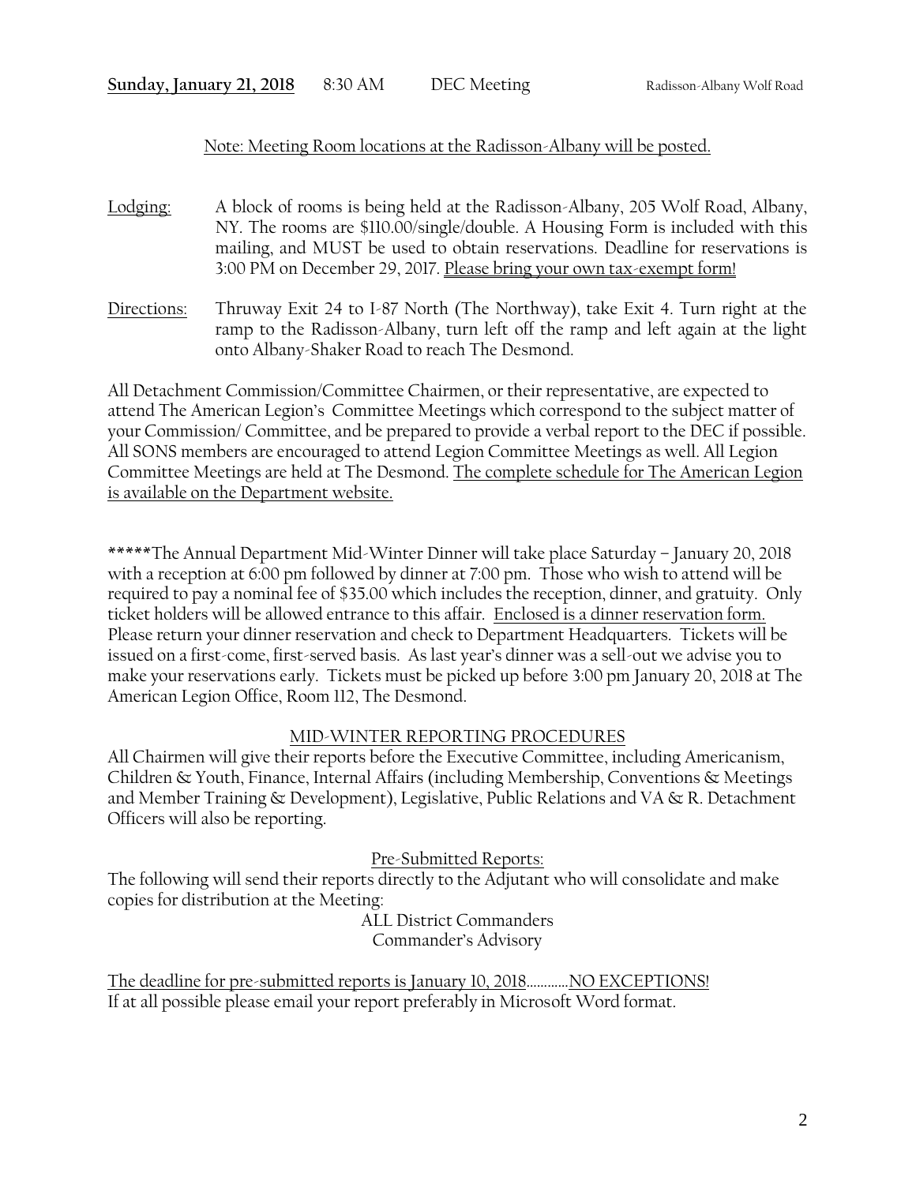**Sunday, January 21, 2018** 8:30 AM DEC Meeting Radisson-Albany Wolf Road

Note: Meeting Room locations at the Radisson-Albany will be posted.

Lodging: A block of rooms is being held at the Radisson-Albany, 205 Wolf Road, Albany, NY. The rooms are $110.00/single/double. A Housing Form is included with this mailing, and MUST be used to obtain reservations. Deadline for reservations is 3:00 PM on December 29, 2017. Please bring your own tax-exempt form!

Directions: Thruway Exit 24 to I-87 North (The Northway), take Exit 4. Turn right at the ramp to the Radisson-Albany, turn left off the ramp and left again at the light onto Albany-Shaker Road to reach The Desmond.

All Detachment Commission/Committee Chairmen, or their representative, are expected to attend The American Legion's Committee Meetings which correspond to the subject matter of your Commission/ Committee, and be prepared to provide a verbal report to the DEC if possible. All SONS members are encouraged to attend Legion Committee Meetings as well. All Legion Committee Meetings are held at The Desmond. The complete schedule for The American Legion is available on the Department website.

*****The Annual Department Mid-Winter Dinner will take place Saturday – January 20, 2018 with a reception at 6:00 pm followed by dinner at 7:00 pm. Those who wish to attend will be required to pay a nominal fee of $35.00 which includes the reception, dinner, and gratuity. Only ticket holders will be allowed entrance to this affair. Enclosed is a dinner reservation form. Please return your dinner reservation and check to Department Headquarters. Tickets will be issued on a first-come, first-served basis. As last year's dinner was a sell-out we advise you to make your reservations early. Tickets must be picked up before 3:00 pm January 20, 2018 at The American Legion Office, Room 112, The Desmond.

## MID-WINTER REPORTING PROCEDURES

All Chairmen will give their reports before the Executive Committee, including Americanism, Children & Youth, Finance, Internal Affairs (including Membership, Conventions & Meetings and Member Training & Development), Legislative, Public Relations and VA & R. Detachment Officers will also be reporting.

### Pre-Submitted Reports:

The following will send their reports directly to the Adjutant who will consolidate and make copies for distribution at the Meeting:

ALL District Commanders
Commander's Advisory

The deadline for pre-submitted reports is January 10, 2018…………NO EXCEPTIONS!
If at all possible please email your report preferably in Microsoft Word format.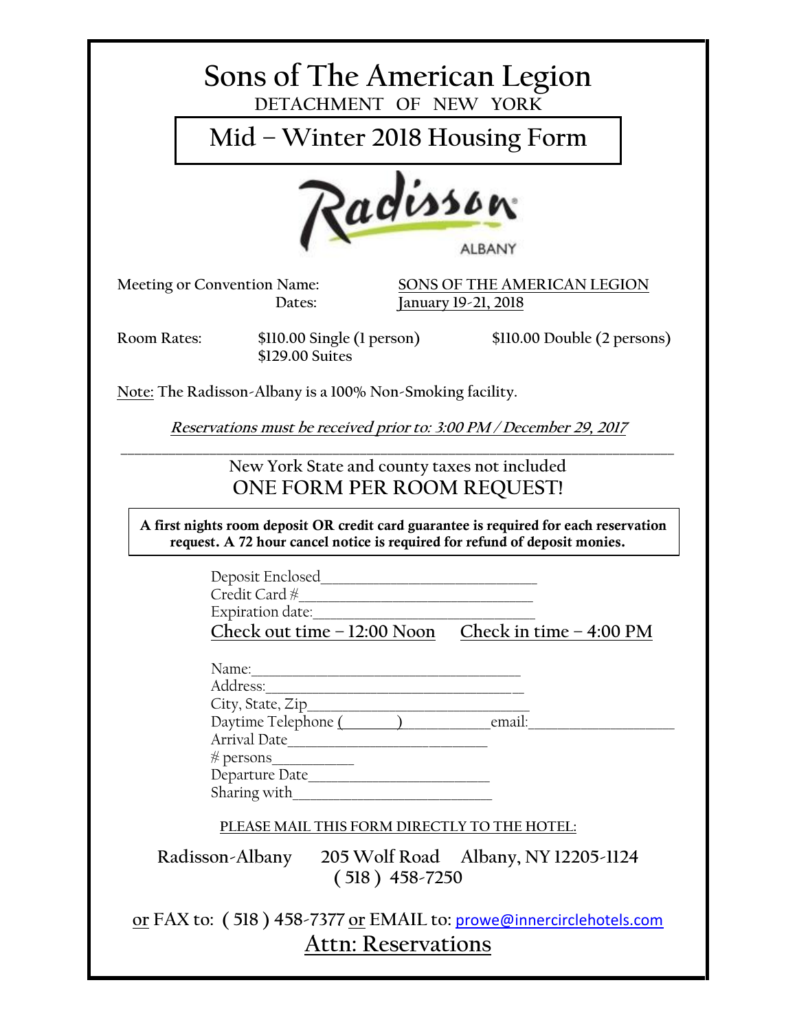# Sons of The American Legion

DETACHMENT OF NEW YORK

## Mid – Winter 2018 Housing Form

Radisson ALBANY

Meeting or Convention Name: SONS OF THE AMERICAN LEGION
Dates: January 19-21, 2018

Room Rates: $110.00 Single (1 person) $110.00 Double (2 persons)
$129.00 Suites

Note: The Radisson-Albany is a 100% Non-Smoking facility.

***Reservations must be received prior to: 3:00 PM / December 29, 2017***

---

New York State and county taxes not included

ONE FORM PER ROOM REQUEST!

**A first nights room deposit OR credit card guarantee is required for each reservation request. A 72 hour cancel notice is required for refund of deposit monies.**

Deposit Enclosed_______________________________
Credit Card #_________________________________
Expiration date:_______________________________

Check out time – 12:00 Noon Check in time – 4:00 PM

Name:_____________________________________
Address:___________________________________
City, State, Zip______________________________
Daytime Telephone (______)___________email:____________________
Arrival Date___________________________
# persons__________
Departure Date________________________
Sharing with__________________________

PLEASE MAIL THIS FORM DIRECTLY TO THE HOTEL:

Radisson-Albany 205 Wolf Road Albany, NY 12205-1124
( 518 ) 458-7250

or FAX to: ( 518 ) 458-7377 or EMAIL to: prowe@innercirclehotels.com

Attn: Reservations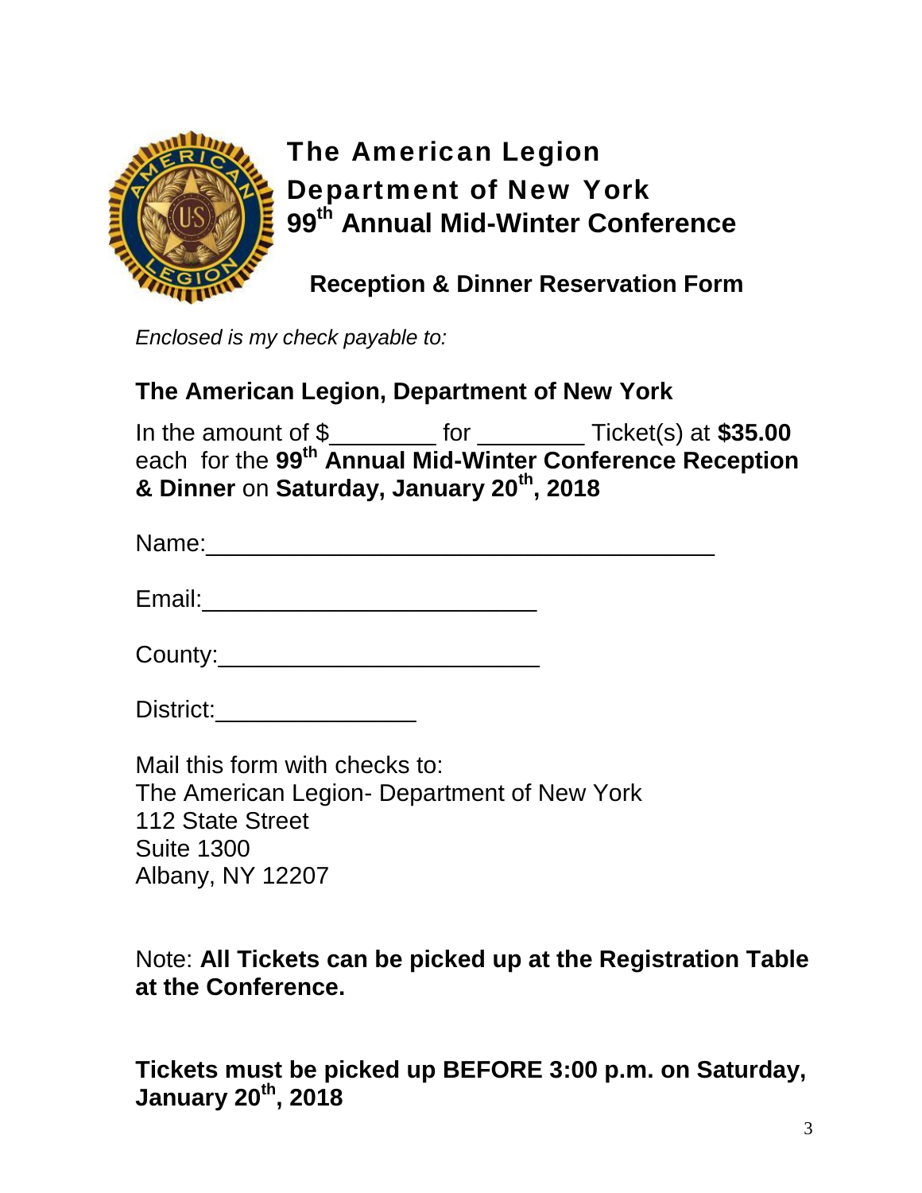# The American Legion
# Department of New York
# 99th Annual Mid-Winter Conference

## Reception & Dinner Reservation Form

*Enclosed is my check payable to:*

**The American Legion, Department of New York**

In the amount of $________ for ________ Ticket(s) at **$35.00** each for the **99th Annual Mid-Winter Conference Reception & Dinner** on **Saturday, January 20th, 2018**

Name:_______________________________________

Email:_________________________

County:________________________

District:_______________

Mail this form with checks to:
The American Legion- Department of New York
112 State Street
Suite 1300
Albany, NY 12207

Note: **All Tickets can be picked up at the Registration Table at the Conference.**

**Tickets must be picked up BEFORE 3:00 p.m. on Saturday, January 20th, 2018**